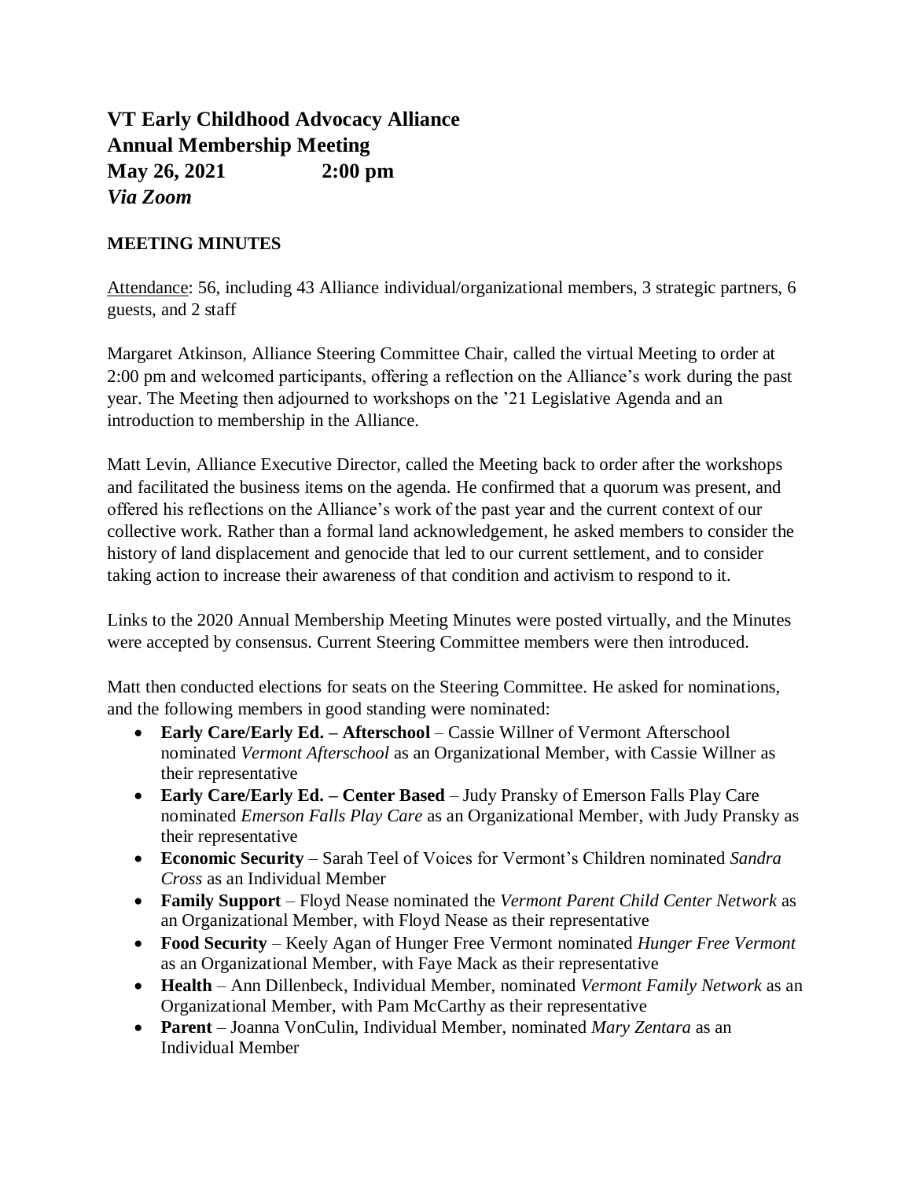# VT Early Childhood Advocacy Alliance
# Annual Membership Meeting
# May 26, 2021 2:00 pm
# *Via Zoom*

**MEETING MINUTES**

Attendance: 56, including 43 Alliance individual/organizational members, 3 strategic partners, 6 guests, and 2 staff

Margaret Atkinson, Alliance Steering Committee Chair, called the virtual Meeting to order at 2:00 pm and welcomed participants, offering a reflection on the Alliance's work during the past year. The Meeting then adjourned to workshops on the '21 Legislative Agenda and an introduction to membership in the Alliance.

Matt Levin, Alliance Executive Director, called the Meeting back to order after the workshops and facilitated the business items on the agenda. He confirmed that a quorum was present, and offered his reflections on the Alliance's work of the past year and the current context of our collective work. Rather than a formal land acknowledgement, he asked members to consider the history of land displacement and genocide that led to our current settlement, and to consider taking action to increase their awareness of that condition and activism to respond to it.

Links to the 2020 Annual Membership Meeting Minutes were posted virtually, and the Minutes were accepted by consensus. Current Steering Committee members were then introduced.

Matt then conducted elections for seats on the Steering Committee. He asked for nominations, and the following members in good standing were nominated:

- **Early Care/Early Ed. – Afterschool** – Cassie Willner of Vermont Afterschool nominated *Vermont Afterschool* as an Organizational Member, with Cassie Willner as their representative
- **Early Care/Early Ed. – Center Based** – Judy Pransky of Emerson Falls Play Care nominated *Emerson Falls Play Care* as an Organizational Member, with Judy Pransky as their representative
- **Economic Security** – Sarah Teel of Voices for Vermont's Children nominated *Sandra Cross* as an Individual Member
- **Family Support** – Floyd Nease nominated the *Vermont Parent Child Center Network* as an Organizational Member, with Floyd Nease as their representative
- **Food Security** – Keely Agan of Hunger Free Vermont nominated *Hunger Free Vermont* as an Organizational Member, with Faye Mack as their representative
- **Health** – Ann Dillenbeck, Individual Member, nominated *Vermont Family Network* as an Organizational Member, with Pam McCarthy as their representative
- **Parent** – Joanna VonCulin, Individual Member, nominated *Mary Zentara* as an Individual Member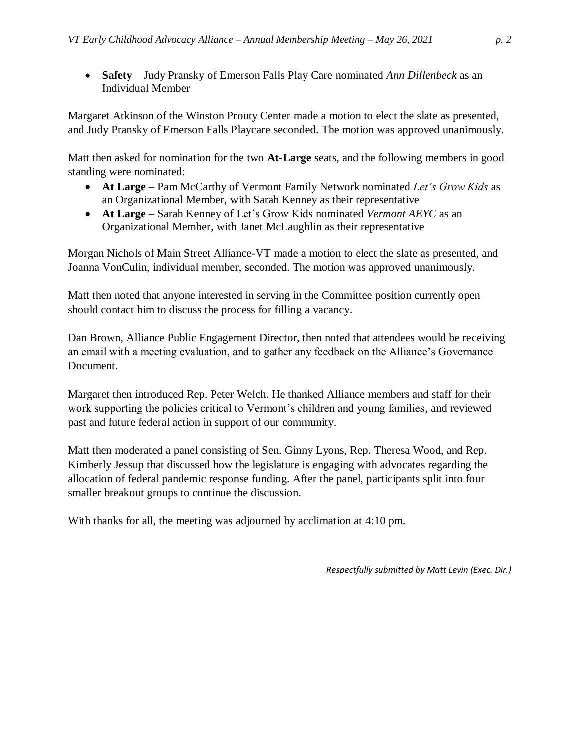- **Safety** – Judy Pransky of Emerson Falls Play Care nominated *Ann Dillenbeck* as an Individual Member

Margaret Atkinson of the Winston Prouty Center made a motion to elect the slate as presented, and Judy Pransky of Emerson Falls Playcare seconded. The motion was approved unanimously.

Matt then asked for nomination for the two **At-Large** seats, and the following members in good standing were nominated:

- **At Large** – Pam McCarthy of Vermont Family Network nominated *Let's Grow Kids* as an Organizational Member, with Sarah Kenney as their representative
- **At Large** – Sarah Kenney of Let's Grow Kids nominated *Vermont AEYC* as an Organizational Member, with Janet McLaughlin as their representative

Morgan Nichols of Main Street Alliance-VT made a motion to elect the slate as presented, and Joanna VonCulin, individual member, seconded. The motion was approved unanimously.

Matt then noted that anyone interested in serving in the Committee position currently open should contact him to discuss the process for filling a vacancy.

Dan Brown, Alliance Public Engagement Director, then noted that attendees would be receiving an email with a meeting evaluation, and to gather any feedback on the Alliance's Governance Document.

Margaret then introduced Rep. Peter Welch. He thanked Alliance members and staff for their work supporting the policies critical to Vermont's children and young families, and reviewed past and future federal action in support of our community.

Matt then moderated a panel consisting of Sen. Ginny Lyons, Rep. Theresa Wood, and Rep. Kimberly Jessup that discussed how the legislature is engaging with advocates regarding the allocation of federal pandemic response funding. After the panel, participants split into four smaller breakout groups to continue the discussion.

With thanks for all, the meeting was adjourned by acclimation at 4:10 pm.

*Respectfully submitted by Matt Levin (Exec. Dir.)*